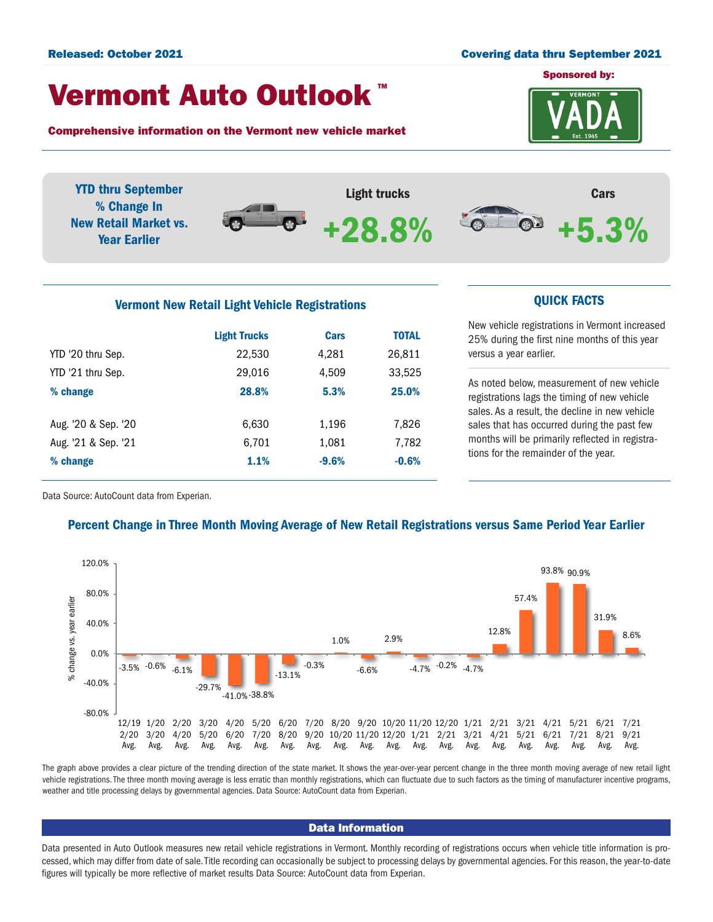Released: October 2021

Covering data thru September 2021

Sponsored by:

# Vermont Auto Outlook™

**Comprehensive information on the Vermont new vehicle market**

**YTD thru September % Change In New Retail Market vs. Year Earlier**

Light trucks **+28.8%**

Cars **+5.3%**

## Vermont New Retail Light Vehicle Registrations

| | Light Trucks | Cars | TOTAL |
|---|---|---|---|
| YTD '20 thru Sep. | 22,530 | 4,281 | 26,811 |
| YTD '21 thru Sep. | 29,016 | 4,509 | 33,525 |
| **% change** | **28.8%** | **5.3%** | **25.0%** |
| Aug. '20 & Sep. '20 | 6,630 | 1,196 | 7,826 |
| Aug. '21 & Sep. '21 | 6,701 | 1,081 | 7,782 |
| **% change** | **1.1%** | **-9.6%** | **-0.6%** |

Data Source: AutoCount data from Experian.

## QUICK FACTS

New vehicle registrations in Vermont increased 25% during the first nine months of this year versus a year earlier.

As noted below, measurement of new vehicle registrations lags the timing of new vehicle sales. As a result, the decline in new vehicle sales that has occurred during the past few months will be primarily reflected in registrations for the remainder of the year.

## Percent Change in Three Month Moving Average of New Retail Registrations versus Same Period Year Earlier

| Period | % change vs. year earlier |
|---|---|
| 12/19 2/20 Avg. | -3.5% |
| 1/20 3/20 Avg. | -0.6% |
| 2/20 4/20 Avg. | -6.1% |
| 3/20 5/20 Avg. | -29.7% |
| 4/20 6/20 Avg. | -41.0% |
| 5/20 7/20 Avg. | -38.8% |
| 6/20 8/20 Avg. | -13.1% |
| 7/20 9/20 Avg. | -0.3% |
| 8/20 10/20 Avg. | 1.0% |
| 9/20 11/20 Avg. | -6.6% |
| 10/20 12/20 Avg. | 2.9% |
| 11/20 1/21 Avg. | -4.7% |
| 12/20 2/21 Avg. | -0.2% |
| 1/21 3/21 Avg. | -4.7% |
| 2/21 4/21 Avg. | 12.8% |
| 3/21 5/21 Avg. | 57.4% |
| 4/21 6/21 Avg. | 93.8% |
| 5/21 7/21 Avg. | 90.9% |
| 6/21 8/21 Avg. | 31.9% |
| 7/21 9/21 Avg. | 8.6% |

The graph above provides a clear picture of the trending direction of the state market. It shows the year-over-year percent change in the three month moving average of new retail light vehicle registrations. The three month moving average is less erratic than monthly registrations, which can fluctuate due to such factors as the timing of manufacturer incentive programs, weather and title processing delays by governmental agencies. Data Source: AutoCount data from Experian.

## Data Information

Data presented in Auto Outlook measures new retail vehicle registrations in Vermont. Monthly recording of registrations occurs when vehicle title information is processed, which may differ from date of sale. Title recording can occasionally be subject to processing delays by governmental agencies. For this reason, the year-to-date figures will typically be more reflective of market results Data Source: AutoCount data from Experian.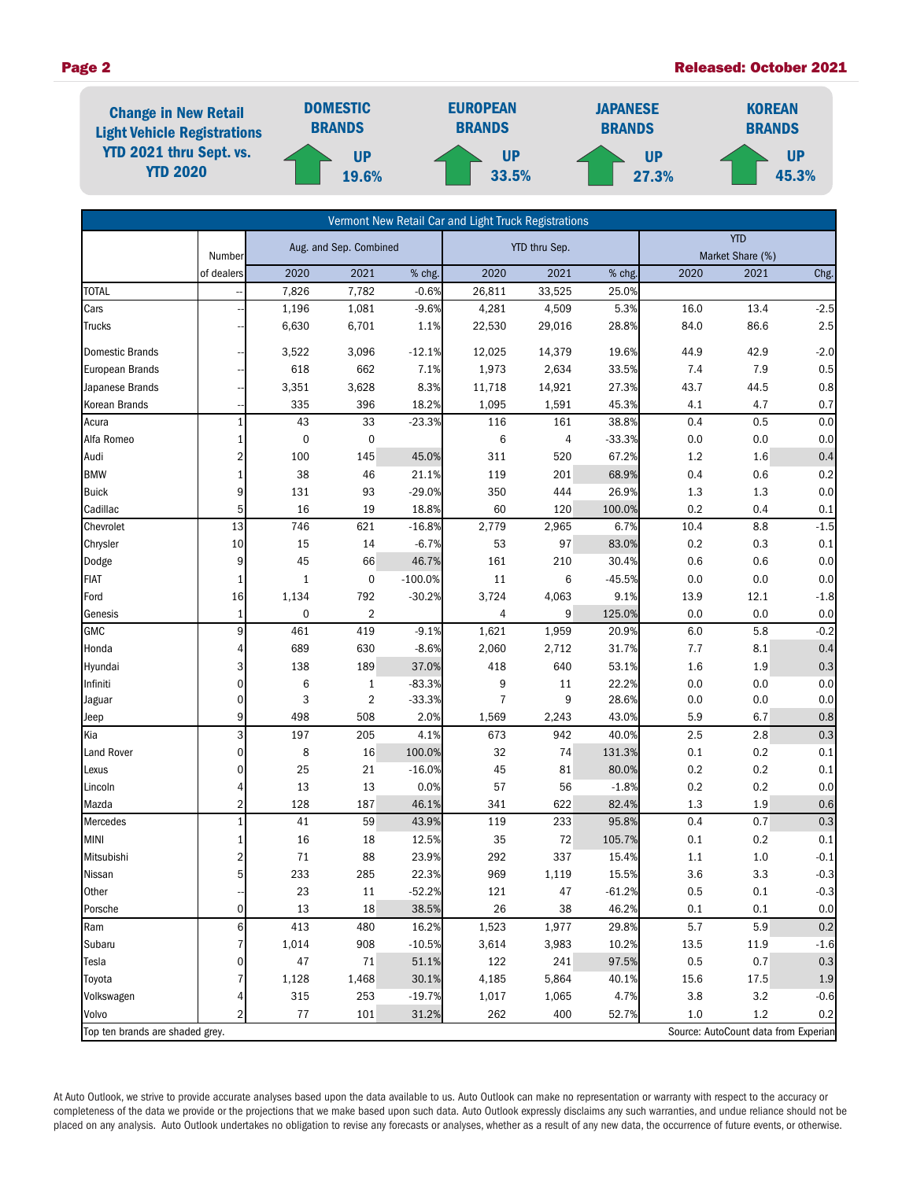**Change in New Retail Light Vehicle Registrations YTD 2021 thru Sept. vs. YTD 2020**

| DOMESTIC BRANDS | EUROPEAN BRANDS | JAPANESE BRANDS | KOREAN BRANDS |
|---|---|---|---|
| UP 19.6% | UP 33.5% | UP 27.3% | UP 45.3% |

**Vermont New Retail Car and Light Truck Registrations**

| | Number | Aug. and Sep. Combined | | | YTD thru Sep. | | | YTD Market Share (%) | | |
|---|---|---|---|---|---|---|---|---|---|---|
| | of dealers | 2020 | 2021 | % chg. | 2020 | 2021 | % chg. | 2020 | 2021 | Chg. |
| TOTAL | -- | 7,826 | 7,782 | -0.6% | 26,811 | 33,525 | 25.0% | | | |
| Cars | -- | 1,196 | 1,081 | -9.6% | 4,281 | 4,509 | 5.3% | 16.0 | 13.4 | -2.5 |
| Trucks | -- | 6,630 | 6,701 | 1.1% | 22,530 | 29,016 | 28.8% | 84.0 | 86.6 | 2.5 |
| Domestic Brands | -- | 3,522 | 3,096 | -12.1% | 12,025 | 14,379 | 19.6% | 44.9 | 42.9 | -2.0 |
| European Brands | -- | 618 | 662 | 7.1% | 1,973 | 2,634 | 33.5% | 7.4 | 7.9 | 0.5 |
| Japanese Brands | -- | 3,351 | 3,628 | 8.3% | 11,718 | 14,921 | 27.3% | 43.7 | 44.5 | 0.8 |
| Korean Brands | -- | 335 | 396 | 18.2% | 1,095 | 1,591 | 45.3% | 4.1 | 4.7 | 0.7 |
| Acura | 1 | 43 | 33 | -23.3% | 116 | 161 | 38.8% | 0.4 | 0.5 | 0.0 |
| Alfa Romeo | 1 | 0 | 0 | | 6 | 4 | -33.3% | 0.0 | 0.0 | 0.0 |
| Audi | 2 | 100 | 145 | 45.0% | 311 | 520 | 67.2% | 1.2 | 1.6 | 0.4 |
| BMW | 1 | 38 | 46 | 21.1% | 119 | 201 | 68.9% | 0.4 | 0.6 | 0.2 |
| Buick | 9 | 131 | 93 | -29.0% | 350 | 444 | 26.9% | 1.3 | 1.3 | 0.0 |
| Cadillac | 5 | 16 | 19 | 18.8% | 60 | 120 | 100.0% | 0.2 | 0.4 | 0.1 |
| Chevrolet | 13 | 746 | 621 | -16.8% | 2,779 | 2,965 | 6.7% | 10.4 | 8.8 | -1.5 |
| Chrysler | 10 | 15 | 14 | -6.7% | 53 | 97 | 83.0% | 0.2 | 0.3 | 0.1 |
| Dodge | 9 | 45 | 66 | 46.7% | 161 | 210 | 30.4% | 0.6 | 0.6 | 0.0 |
| FIAT | 1 | 1 | 0 | -100.0% | 11 | 6 | -45.5% | 0.0 | 0.0 | 0.0 |
| Ford | 16 | 1,134 | 792 | -30.2% | 3,724 | 4,063 | 9.1% | 13.9 | 12.1 | -1.8 |
| Genesis | 1 | 0 | 2 | | 4 | 9 | 125.0% | 0.0 | 0.0 | 0.0 |
| GMC | 9 | 461 | 419 | -9.1% | 1,621 | 1,959 | 20.9% | 6.0 | 5.8 | -0.2 |
| Honda | 4 | 689 | 630 | -8.6% | 2,060 | 2,712 | 31.7% | 7.7 | 8.1 | 0.4 |
| Hyundai | 3 | 138 | 189 | 37.0% | 418 | 640 | 53.1% | 1.6 | 1.9 | 0.3 |
| Infiniti | 0 | 6 | 1 | -83.3% | 9 | 11 | 22.2% | 0.0 | 0.0 | 0.0 |
| Jaguar | 0 | 3 | 2 | -33.3% | 7 | 9 | 28.6% | 0.0 | 0.0 | 0.0 |
| Jeep | 9 | 498 | 508 | 2.0% | 1,569 | 2,243 | 43.0% | 5.9 | 6.7 | 0.8 |
| Kia | 3 | 197 | 205 | 4.1% | 673 | 942 | 40.0% | 2.5 | 2.8 | 0.3 |
| Land Rover | 0 | 8 | 16 | 100.0% | 32 | 74 | 131.3% | 0.1 | 0.2 | 0.1 |
| Lexus | 0 | 25 | 21 | -16.0% | 45 | 81 | 80.0% | 0.2 | 0.2 | 0.1 |
| Lincoln | 4 | 13 | 13 | 0.0% | 57 | 56 | -1.8% | 0.2 | 0.2 | 0.0 |
| Mazda | 2 | 128 | 187 | 46.1% | 341 | 622 | 82.4% | 1.3 | 1.9 | 0.6 |
| Mercedes | 1 | 41 | 59 | 43.9% | 119 | 233 | 95.8% | 0.4 | 0.7 | 0.3 |
| MINI | 1 | 16 | 18 | 12.5% | 35 | 72 | 105.7% | 0.1 | 0.2 | 0.1 |
| Mitsubishi | 2 | 71 | 88 | 23.9% | 292 | 337 | 15.4% | 1.1 | 1.0 | -0.1 |
| Nissan | 5 | 233 | 285 | 22.3% | 969 | 1,119 | 15.5% | 3.6 | 3.3 | -0.3 |
| Other | -- | 23 | 11 | -52.2% | 121 | 47 | -61.2% | 0.5 | 0.1 | -0.3 |
| Porsche | 0 | 13 | 18 | 38.5% | 26 | 38 | 46.2% | 0.1 | 0.1 | 0.0 |
| Ram | 6 | 413 | 480 | 16.2% | 1,523 | 1,977 | 29.8% | 5.7 | 5.9 | 0.2 |
| Subaru | 7 | 1,014 | 908 | -10.5% | 3,614 | 3,983 | 10.2% | 13.5 | 11.9 | -1.6 |
| Tesla | 0 | 47 | 71 | 51.1% | 122 | 241 | 97.5% | 0.5 | 0.7 | 0.3 |
| Toyota | 7 | 1,128 | 1,468 | 30.1% | 4,185 | 5,864 | 40.1% | 15.6 | 17.5 | 1.9 |
| Volkswagen | 4 | 315 | 253 | -19.7% | 1,017 | 1,065 | 4.7% | 3.8 | 3.2 | -0.6 |
| Volvo | 2 | 77 | 101 | 31.2% | 262 | 400 | 52.7% | 1.0 | 1.2 | 0.2 |

Top ten brands are shaded grey.

Source: AutoCount data from Experian

At Auto Outlook, we strive to provide accurate analyses based upon the data available to us. Auto Outlook can make no representation or warranty with respect to the accuracy or completeness of the data we provide or the projections that we make based upon such data. Auto Outlook expressly disclaims any such warranties, and undue reliance should not be placed on any analysis. Auto Outlook undertakes no obligation to revise any forecasts or analyses, whether as a result of any new data, the occurrence of future events, or otherwise.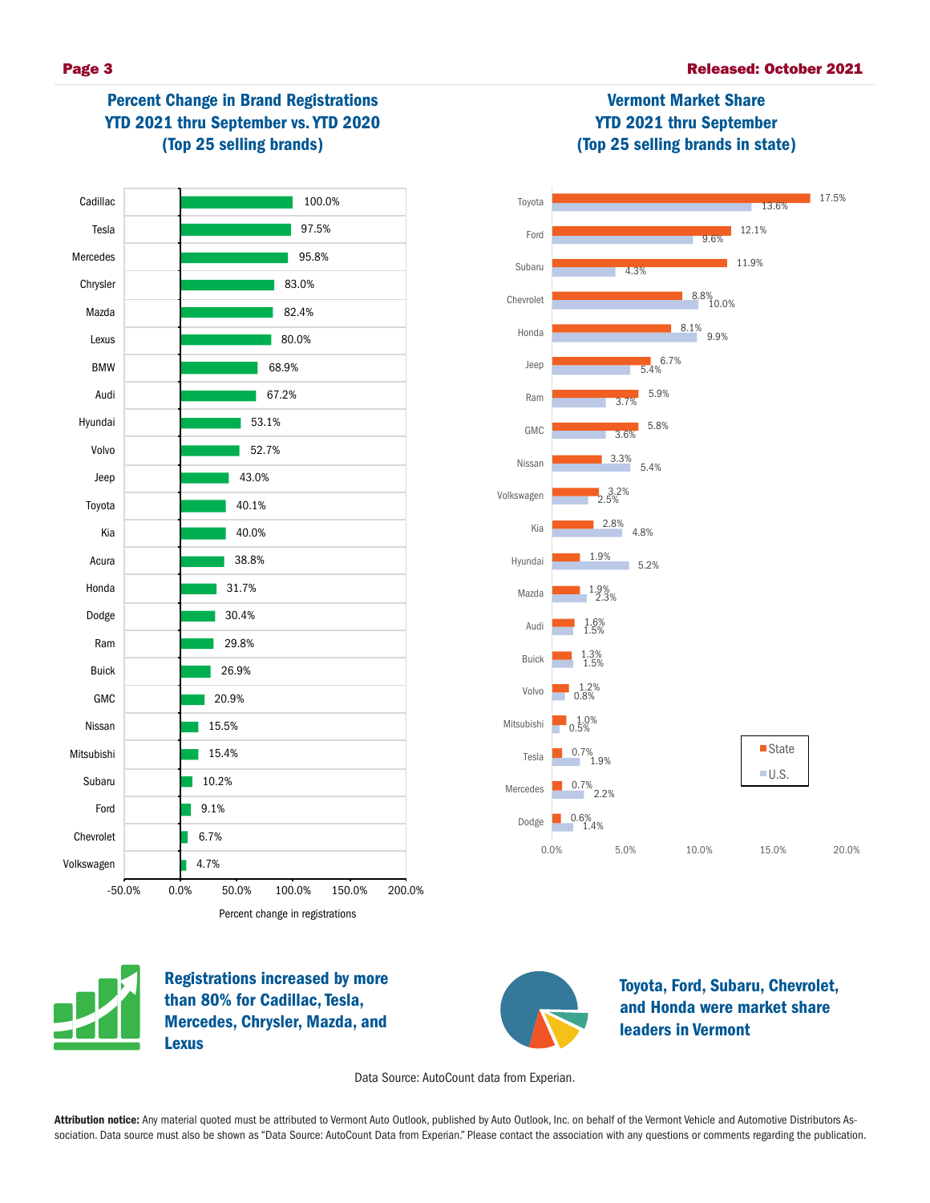## Percent Change in Brand Registrations YTD 2021 thru September vs. YTD 2020 (Top 25 selling brands)

| Brand | Percent change in registrations |
|---|---|
| Cadillac | 100.0% |
| Tesla | 97.5% |
| Mercedes | 95.8% |
| Chrysler | 83.0% |
| Mazda | 82.4% |
| Lexus | 80.0% |
| BMW | 68.9% |
| Audi | 67.2% |
| Hyundai | 53.1% |
| Volvo | 52.7% |
| Jeep | 43.0% |
| Toyota | 40.1% |
| Kia | 40.0% |
| Acura | 38.8% |
| Honda | 31.7% |
| Dodge | 30.4% |
| Ram | 29.8% |
| Buick | 26.9% |
| GMC | 20.9% |
| Nissan | 15.5% |
| Mitsubishi | 15.4% |
| Subaru | 10.2% |
| Ford | 9.1% |
| Chevrolet | 6.7% |
| Volkswagen | 4.7% |

## Vermont Market Share YTD 2021 thru September (Top 25 selling brands in state)

| Brand | State | U.S. |
|---|---|---|
| Toyota | 17.5% | 13.6% |
| Ford | 12.1% | 9.6% |
| Subaru | 11.9% | 4.3% |
| Chevrolet | 8.8% | 10.0% |
| Honda | 8.1% | 9.9% |
| Jeep | 6.7% | 5.4% |
| Ram | 5.9% | 3.7% |
| GMC | 5.8% | 3.6% |
| Nissan | 3.3% | 5.4% |
| Volkswagen | 3.2% | 2.5% |
| Kia | 2.8% | 4.8% |
| Hyundai | 1.9% | 5.2% |
| Mazda | 1.9% | 2.3% |
| Audi | 1.6% | 1.5% |
| Buick | 1.3% | 1.5% |
| Volvo | 1.2% | 0.8% |
| Mitsubishi | 1.0% | 0.5% |
| Tesla | 0.7% | 1.9% |
| Mercedes | 0.7% | 2.2% |
| Dodge | 0.6% | 1.4% |

**Registrations increased by more than 80% for Cadillac, Tesla, Mercedes, Chrysler, Mazda, and Lexus**

**Toyota, Ford, Subaru, Chevrolet, and Honda were market share leaders in Vermont**

Data Source: AutoCount data from Experian.

**Attribution notice:** Any material quoted must be attributed to Vermont Auto Outlook, published by Auto Outlook, Inc. on behalf of the Vermont Vehicle and Automotive Distributors Association. Data source must also be shown as "Data Source: AutoCount Data from Experian." Please contact the association with any questions or comments regarding the publication.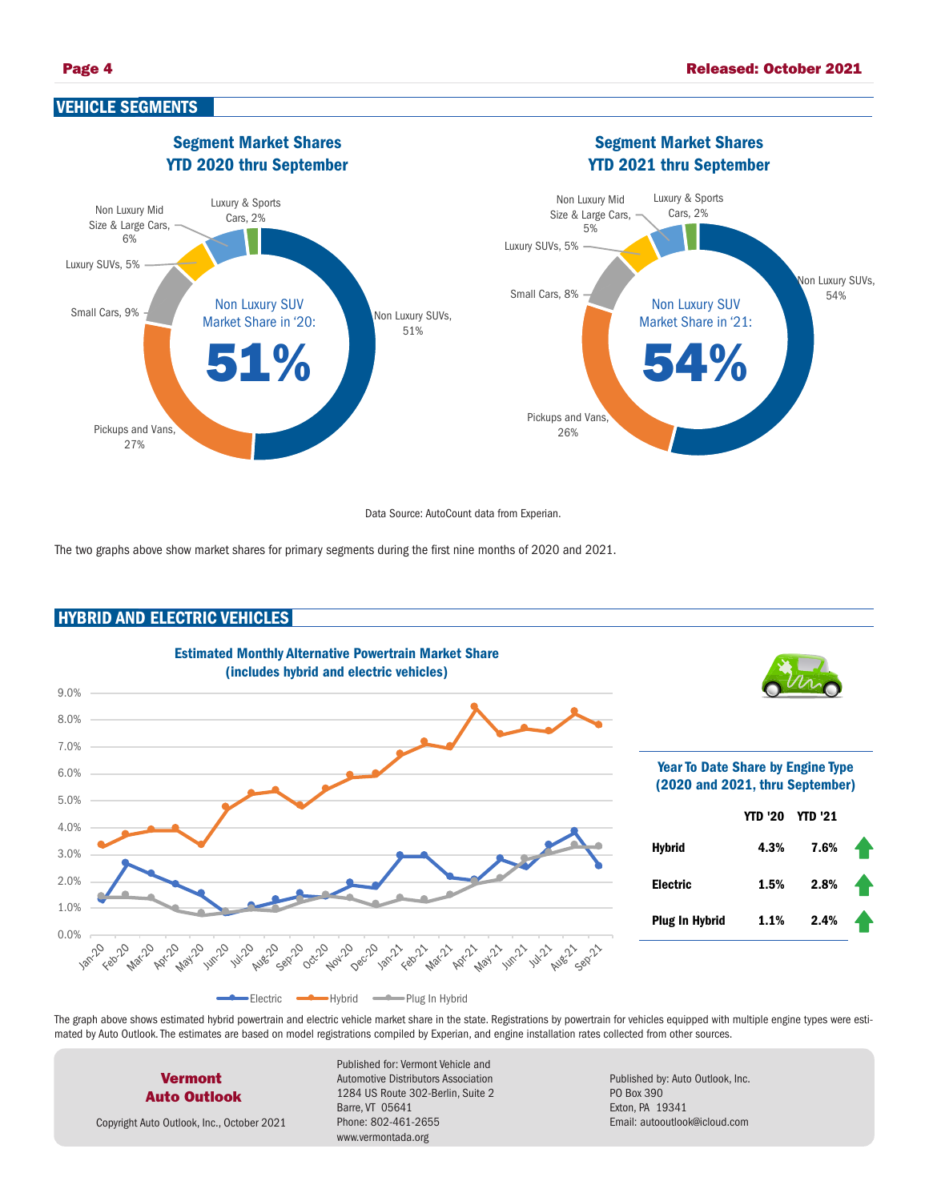## VEHICLE SEGMENTS

**Segment Market Shares**
**YTD 2020 thru September**

Non Luxury SUV Market Share in '20:
51%

Non Luxury SUVs, 51%
Pickups and Vans, 27%
Small Cars, 9%
Luxury SUVs, 5%
Non Luxury Mid Size & Large Cars, 6%
Luxury & Sports Cars, 2%

**Segment Market Shares**
**YTD 2021 thru September**

Non Luxury SUV Market Share in '21:
54%

Non Luxury SUVs, 54%
Pickups and Vans, 26%
Small Cars, 8%
Luxury SUVs, 5%
Non Luxury Mid Size & Large Cars, 5%
Luxury & Sports Cars, 2%

Data Source: AutoCount data from Experian.

The two graphs above show market shares for primary segments during the first nine months of 2020 and 2021.

## HYBRID AND ELECTRIC VEHICLES

**Estimated Monthly Alternative Powertrain Market Share (includes hybrid and electric vehicles)**

9.0%
8.0%
7.0%
6.0%
5.0%
4.0%
3.0%
2.0%
1.0%
0.0%

Jan-20, Feb-20, Mar-20, Apr-20, May-20, Jun-20, Jul-20, Aug-20, Sep-20, Oct-20, Nov-20, Dec-20, Jan-21, Feb-21, Mar-21, Apr-21, May-21, Jun-21, Jul-21, Aug-21, Sep-21

Electric — Hybrid — Plug In Hybrid

**Year To Date Share by Engine Type (2020 and 2021, thru September)**

| | YTD '20 | YTD '21 |
|---|---|---|
| **Hybrid** | 4.3% | 7.6% |
| **Electric** | 1.5% | 2.8% |
| **Plug In Hybrid** | 1.1% | 2.4% |

The graph above shows estimated hybrid powertrain and electric vehicle market share in the state. Registrations by powertrain for vehicles equipped with multiple engine types were estimated by Auto Outlook. The estimates are based on model registrations compiled by Experian, and engine installation rates collected from other sources.

**Vermont Auto Outlook**

Copyright Auto Outlook, Inc., October 2021

Published for: Vermont Vehicle and Automotive Distributors Association
1284 US Route 302-Berlin, Suite 2
Barre, VT 05641
Phone: 802-461-2655
www.vermontada.org

Published by: Auto Outlook, Inc.
PO Box 390
Exton, PA 19341
Email: autooutlook@icloud.com